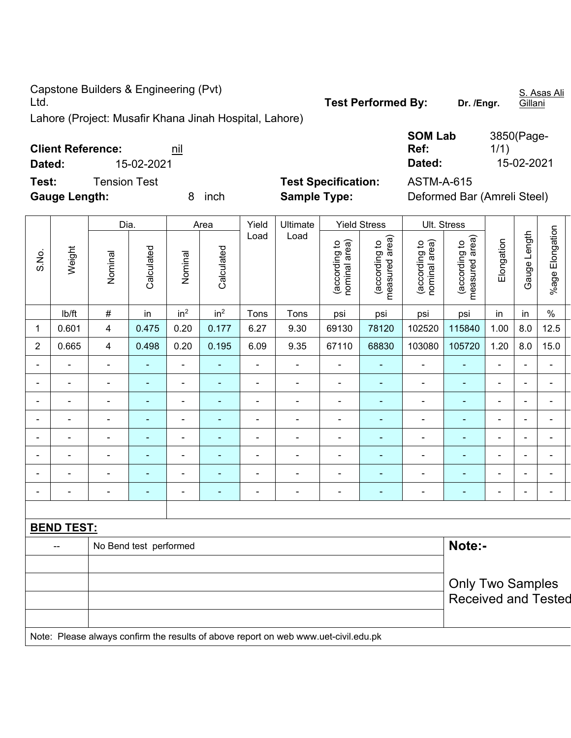Capstone Builders & Engineering (Pvt) Ltd.
Lahore (Project: Musafir Khana Jinah Hospital, Lahore)

**Test Performed By:** **Dr. /Engr.** S. Asas Ali Gillani

**Client Reference:** nil
**Dated:** 15-02-2021

**SOM Lab Ref:** 3850(Page-1/1)
**Dated:** 15-02-2021

**Test:** Tension Test
**Gauge Length:** 8 inch

**Test Specification:** ASTM-A-615
**Sample Type:** Deformed Bar (Amreli Steel)

| S.No. | Weight | Dia. | | Area | | Yield Load | Ultimate Load | Yield Stress | | Ult. Stress | | Elongation | Gauge Length | %age Elongation |
|---|---|---|---|---|---|---|---|---|---|---|---|---|---|---|
| | | Nominal | Calculated | Nominal | Calculated | | | (according to nominal area) | (according to measured area) | (according to nominal area) | (according to measured area) | | | |
| | lb/ft | # | in | $in^2$ | $in^2$ | Tons | Tons | psi | psi | psi | psi | in | in | % |
| 1 | 0.601 | 4 | 0.475 | 0.20 | 0.177 | 6.27 | 9.30 | 69130 | 78120 | 102520 | 115840 | 1.00 | 8.0 | 12.5 |
| 2 | 0.665 | 4 | 0.498 | 0.20 | 0.195 | 6.09 | 9.35 | 67110 | 68830 | 103080 | 105720 | 1.20 | 8.0 | 15.0 |
| - | - | - | - | - | - | - | - | - | - | - | - | - | - | - |
| - | - | - | - | - | - | - | - | - | - | - | - | - | - | - |
| - | - | - | - | - | - | - | - | - | - | - | - | - | - | - |
| - | - | - | - | - | - | - | - | - | - | - | - | - | - | - |
| - | - | - | - | - | - | - | - | - | - | - | - | - | - | - |
| - | - | - | - | - | - | - | - | - | - | - | - | - | - | - |
| - | - | - | - | - | - | - | - | - | - | - | - | - | - | - |
| - | - | - | - | - | - | - | - | - | - | - | - | - | - | - |

**BEND TEST:**

| | | |
|---|---|---|
| -- | No Bend test performed | **Note:-** Only Two Samples Received and Tested |

Note: Please always confirm the results of above report on web www.uet-civil.edu.pk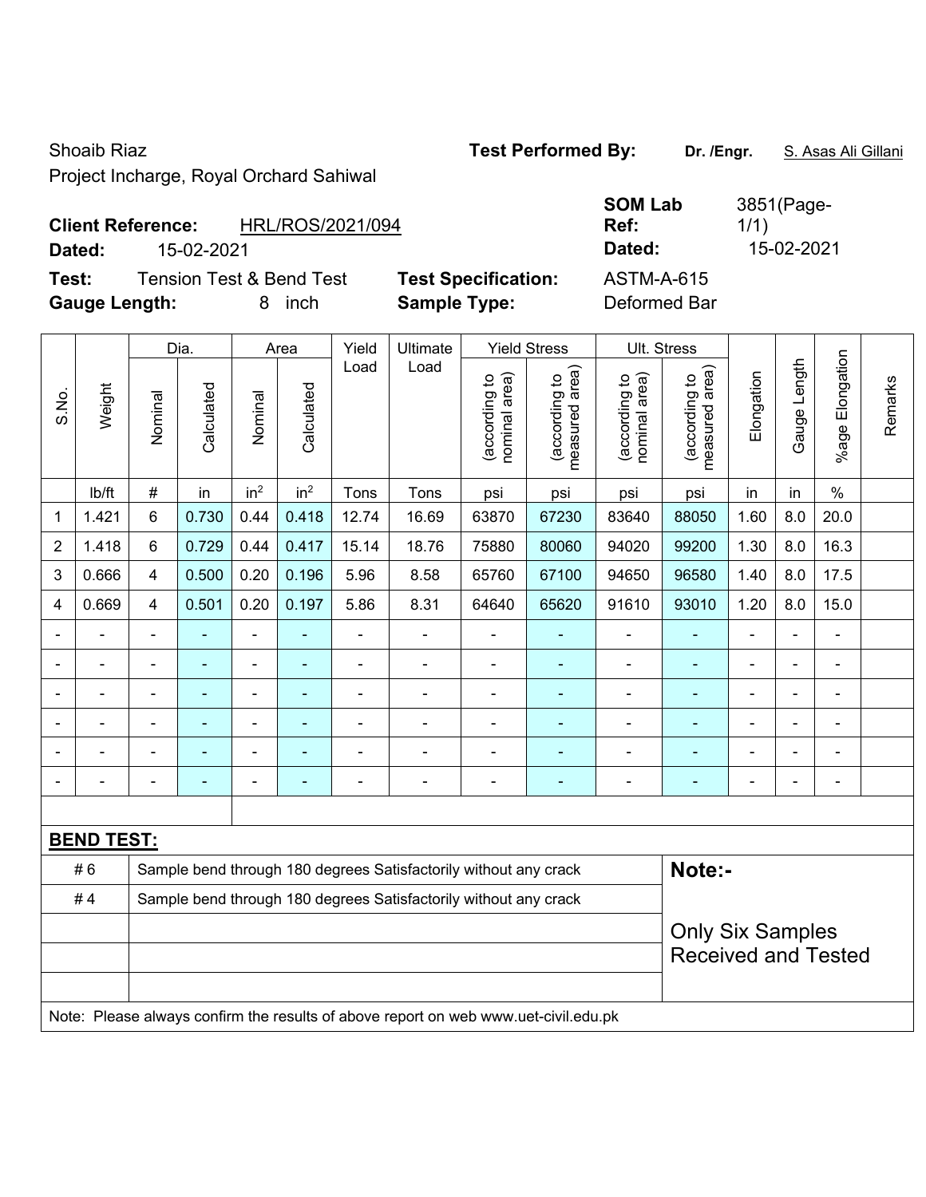Shoaib Riaz

Project Incharge, Royal Orchard Sahiwal

**Test Performed By:** **Dr. /Engr.** S. Asas Ali Gillani

**Client Reference:** HRL/ROS/2021/094

**Dated:** 15-02-2021

**SOM Lab Ref:** 3851(Page-1/1)

**Dated:** 15-02-2021

**Test:** Tension Test & Bend Test

**Gauge Length:** 8 inch

**Test Specification:** ASTM-A-615

**Sample Type:** Deformed Bar

| S.No. | Weight | Dia. | | Area | | Yield Load | Ultimate Load | Yield Stress | | Ult. Stress | | Elongation | Gauge Length | %age Elongation | Remarks |
|---|---|---|---|---|---|---|---|---|---|---|---|---|---|---|---|
| | | Nominal | Calculated | Nominal | Calculated | | | (according to nominal area) | (according to measured area) | (according to nominal area) | (according to measured area) | | | | |
| | lb/ft | # | in | in$^2$ | in$^2$ | Tons | Tons | psi | psi | psi | psi | in | in | % | |
| 1 | 1.421 | 6 | 0.730 | 0.44 | 0.418 | 12.74 | 16.69 | 63870 | 67230 | 83640 | 88050 | 1.60 | 8.0 | 20.0 | |
| 2 | 1.418 | 6 | 0.729 | 0.44 | 0.417 | 15.14 | 18.76 | 75880 | 80060 | 94020 | 99200 | 1.30 | 8.0 | 16.3 | |
| 3 | 0.666 | 4 | 0.500 | 0.20 | 0.196 | 5.96 | 8.58 | 65760 | 67100 | 94650 | 96580 | 1.40 | 8.0 | 17.5 | |
| 4 | 0.669 | 4 | 0.501 | 0.20 | 0.197 | 5.86 | 8.31 | 64640 | 65620 | 91610 | 93010 | 1.20 | 8.0 | 15.0 | |
| - | - | - | - | - | - | - | - | - | - | - | - | - | - | - | |
| - | - | - | - | - | - | - | - | - | - | - | - | - | - | - | |
| - | - | - | - | - | - | - | - | - | - | - | - | - | - | - | |
| - | - | - | - | - | - | - | - | - | - | - | - | - | - | - | |
| - | - | - | - | - | - | - | - | - | - | - | - | - | - | - | |
| - | - | - | - | - | - | - | - | - | - | - | - | - | - | - | |

**BEND TEST:**

| | | |
|---|---|---|
| # 6 | Sample bend through 180 degrees Satisfactorily without any crack | **Note:-** |
| # 4 | Sample bend through 180 degrees Satisfactorily without any crack | |
| | | Only Six Samples Received and Tested |

Note: Please always confirm the results of above report on web www.uet-civil.edu.pk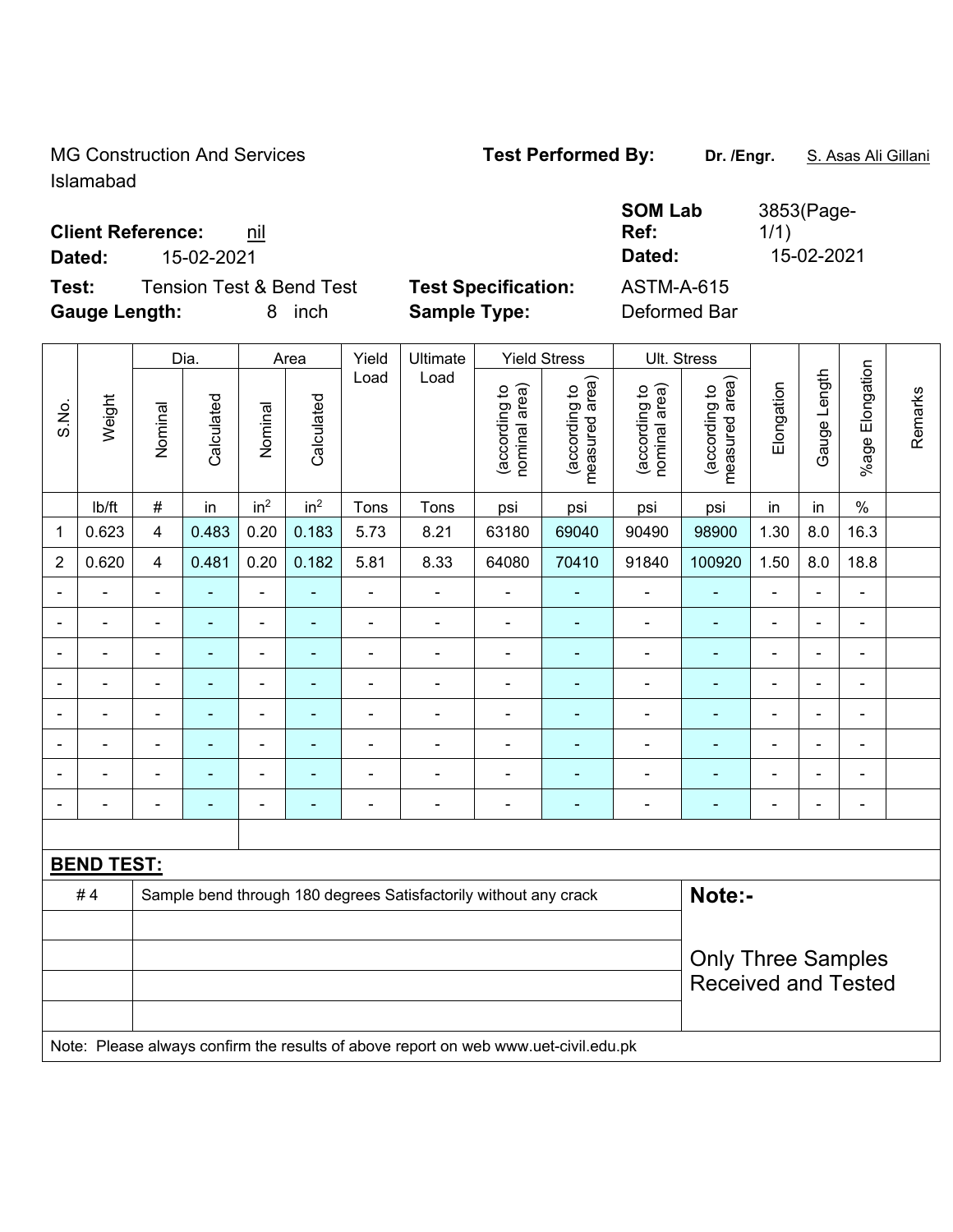MG Construction And Services
Islamabad

**Test Performed By:** **Dr. /Engr.** S. Asas Ali Gillani

**Client Reference:** nil
**Dated:** 15-02-2021

**SOM Lab Ref:** 3853(Page-1/1)
**Dated:** 15-02-2021

**Test:** Tension Test & Bend Test
**Gauge Length:** 8 inch

**Test Specification:** ASTM-A-615
**Sample Type:** Deformed Bar

| S.No. | Weight | Dia. | | Area | | Yield Load | Ultimate Load | Yield Stress | | Ult. Stress | | Elongation | Gauge Length | %age Elongation | Remarks |
|---|---|---|---|---|---|---|---|---|---|---|---|---|---|---|---|
| | | Nominal | Calculated | Nominal | Calculated | | | (according to nominal area) | (according to measured area) | (according to nominal area) | (according to measured area) | | | | |
| | lb/ft | # | in | $in^2$ | $in^2$ | Tons | Tons | psi | psi | psi | psi | in | in | % | |
| 1 | 0.623 | 4 | 0.483 | 0.20 | 0.183 | 5.73 | 8.21 | 63180 | 69040 | 90490 | 98900 | 1.30 | 8.0 | 16.3 | |
| 2 | 0.620 | 4 | 0.481 | 0.20 | 0.182 | 5.81 | 8.33 | 64080 | 70410 | 91840 | 100920 | 1.50 | 8.0 | 18.8 | |
| - | - | - | - | - | - | - | - | - | - | - | - | - | - | - | |
| - | - | - | - | - | - | - | - | - | - | - | - | - | - | - | |
| - | - | - | - | - | - | - | - | - | - | - | - | - | - | - | |
| - | - | - | - | - | - | - | - | - | - | - | - | - | - | - | |
| - | - | - | - | - | - | - | - | - | - | - | - | - | - | - | |
| - | - | - | - | - | - | - | - | - | - | - | - | - | - | - | |
| - | - | - | - | - | - | - | - | - | - | - | - | - | - | - | |
| - | - | - | - | - | - | - | - | - | - | - | - | - | - | - | |

**BEND TEST:**

| | | |
|---|---|---|
| # 4 | Sample bend through 180 degrees Satisfactorily without any crack | **Note:-** |
| | | Only Three Samples Received and Tested |
| | | |
| | | |
| | | |

Note: Please always confirm the results of above report on web www.uet-civil.edu.pk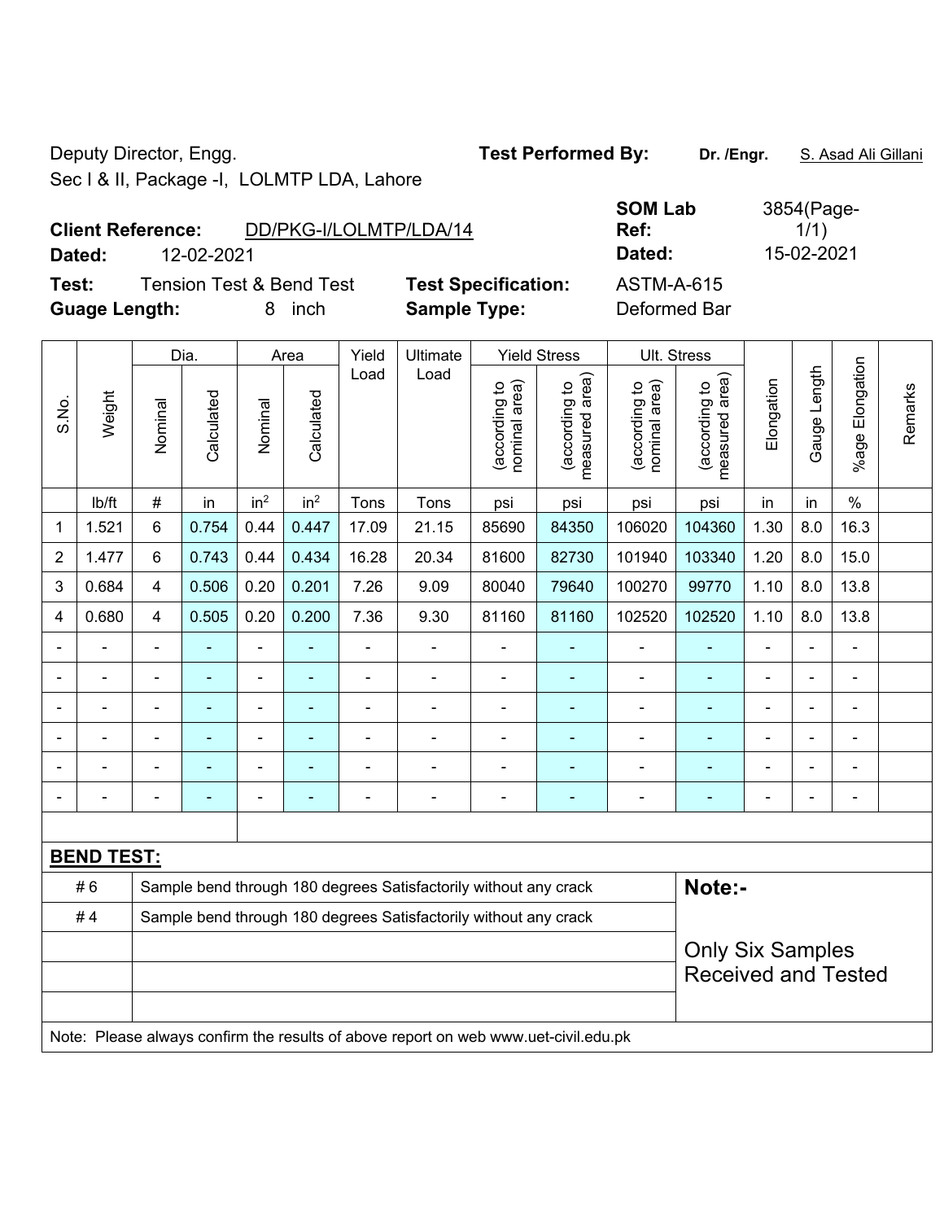Deputy Director, Engg.

Sec I & II, Package -I, LOLMTP LDA, Lahore

**Test Performed By:** **Dr. /Engr.** S. Asad Ali Gillani

**Client Reference:** DD/PKG-I/LOLMTP/LDA/14

**Dated:** 12-02-2021

**SOM Lab Ref:** 3854(Page-1/1)

**Dated:** 15-02-2021

**Test:** Tension Test & Bend Test

**Test Specification:** ASTM-A-615

**Guage Length:** 8 inch

**Sample Type:** Deformed Bar

| S.No. | Weight | Dia. | | Area | | Yield Load | Ultimate Load | Yield Stress | | Ult. Stress | | Elongation | Gauge Length | %age Elongation | Remarks |
|---|---|---|---|---|---|---|---|---|---|---|---|---|---|---|---|
| | | Nominal | Calculated | Nominal | Calculated | | | (according to nominal area) | (according to measured area) | (according to nominal area) | (according to measured area) | | | | |
| | lb/ft | # | in | $in^2$ | $in^2$ | Tons | Tons | psi | psi | psi | psi | in | in | % | |
| 1 | 1.521 | 6 | 0.754 | 0.44 | 0.447 | 17.09 | 21.15 | 85690 | 84350 | 106020 | 104360 | 1.30 | 8.0 | 16.3 | |
| 2 | 1.477 | 6 | 0.743 | 0.44 | 0.434 | 16.28 | 20.34 | 81600 | 82730 | 101940 | 103340 | 1.20 | 8.0 | 15.0 | |
| 3 | 0.684 | 4 | 0.506 | 0.20 | 0.201 | 7.26 | 9.09 | 80040 | 79640 | 100270 | 99770 | 1.10 | 8.0 | 13.8 | |
| 4 | 0.680 | 4 | 0.505 | 0.20 | 0.200 | 7.36 | 9.30 | 81160 | 81160 | 102520 | 102520 | 1.10 | 8.0 | 13.8 | |
| - | - | - | - | - | - | - | - | - | - | - | - | - | - | - | |
| - | - | - | - | - | - | - | - | - | - | - | - | - | - | - | |
| - | - | - | - | - | - | - | - | - | - | - | - | - | - | - | |
| - | - | - | - | - | - | - | - | - | - | - | - | - | - | - | |
| - | - | - | - | - | - | - | - | - | - | - | - | - | - | - | |
| - | - | - | - | - | - | - | - | - | - | - | - | - | - | - | |

**BEND TEST:**

| | | |
|---|---|---|
| # 6 | Sample bend through 180 degrees Satisfactorily without any crack | **Note:-** |
| # 4 | Sample bend through 180 degrees Satisfactorily without any crack | Only Six Samples Received and Tested |

Note: Please always confirm the results of above report on web www.uet-civil.edu.pk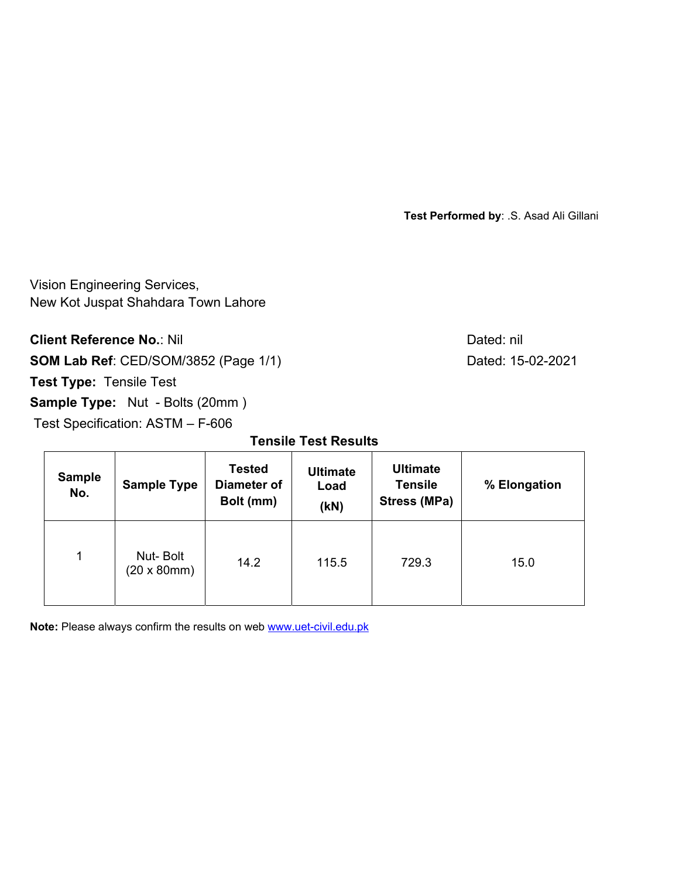**Test Performed by**: .S. Asad Ali Gillani

Vision Engineering Services,
New Kot Juspat Shahdara Town Lahore

**Client Reference No.**: Nil — Dated: nil

**SOM Lab Ref**: CED/SOM/3852 (Page 1/1) — Dated: 15-02-2021

**Test Type:** Tensile Test

**Sample Type:** Nut - Bolts (20mm )

Test Specification: ASTM – F-606

**Tensile Test Results**

| Sample No. | Sample Type | Tested Diameter of Bolt (mm) | Ultimate Load (kN) | Ultimate Tensile Stress (MPa) | % Elongation |
|---|---|---|---|---|---|
| 1 | Nut- Bolt (20 x 80mm) | 14.2 | 115.5 | 729.3 | 15.0 |

**Note:** Please always confirm the results on web www.uet-civil.edu.pk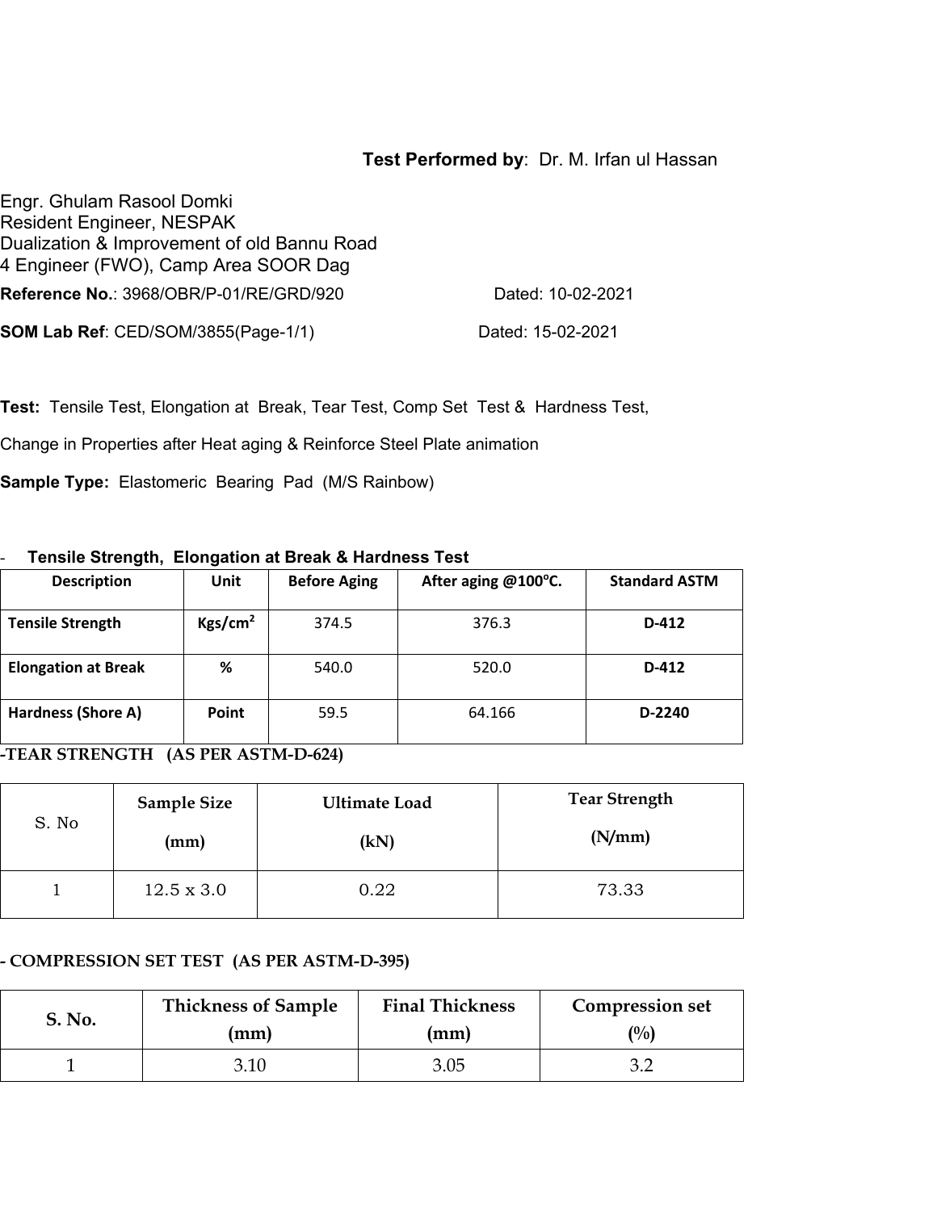**Test Performed by**: Dr. M. Irfan ul Hassan

Engr. Ghulam Rasool Domki
Resident Engineer, NESPAK
Dualization & Improvement of old Bannu Road
4 Engineer (FWO), Camp Area SOOR Dag

**Reference No.**: 3968/OBR/P-01/RE/GRD/920 Dated: 10-02-2021

**SOM Lab Ref**: CED/SOM/3855(Page-1/1) Dated: 15-02-2021

**Test:** Tensile Test, Elongation at Break, Tear Test, Comp Set Test & Hardness Test,

Change in Properties after Heat aging & Reinforce Steel Plate animation

**Sample Type:** Elastomeric Bearing Pad (M/S Rainbow)

- **Tensile Strength, Elongation at Break & Hardness Test**

| Description | Unit | Before Aging | After aging @100$^o$C. | Standard ASTM |
|---|---|---|---|---|
| **Tensile Strength** | **Kgs/cm$^2$** | 374.5 | 376.3 | **D-412** |
| **Elongation at Break** | **%** | 540.0 | 520.0 | **D-412** |
| **Hardness (Shore A)** | **Point** | 59.5 | 64.166 | **D-2240** |

**-TEAR STRENGTH (AS PER ASTM-D-624)**

| S. No | Sample Size (mm) | Ultimate Load (kN) | Tear Strength (N/mm) |
|---|---|---|---|
| 1 | 12.5 x 3.0 | 0.22 | 73.33 |

**- COMPRESSION SET TEST (AS PER ASTM-D-395)**

| S. No. | Thickness of Sample (mm) | Final Thickness (mm) | Compression set (%) |
|---|---|---|---|
| 1 | 3.10 | 3.05 | 3.2 |